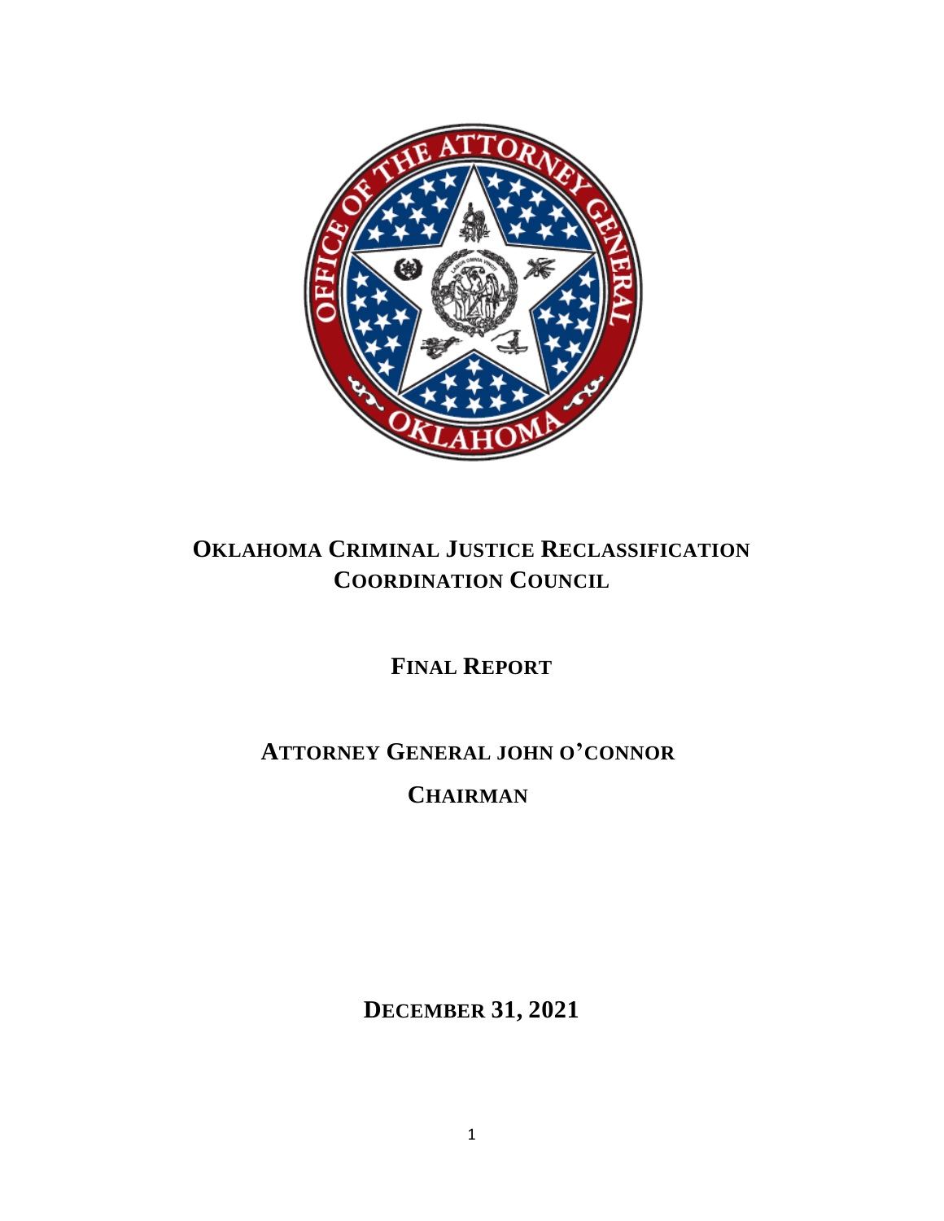# OKLAHOMA CRIMINAL JUSTICE RECLASSIFICATION COORDINATION COUNCIL

## FINAL REPORT

**ATTORNEY GENERAL JOHN O'CONNOR**

**CHAIRMAN**

**DECEMBER 31, 2021**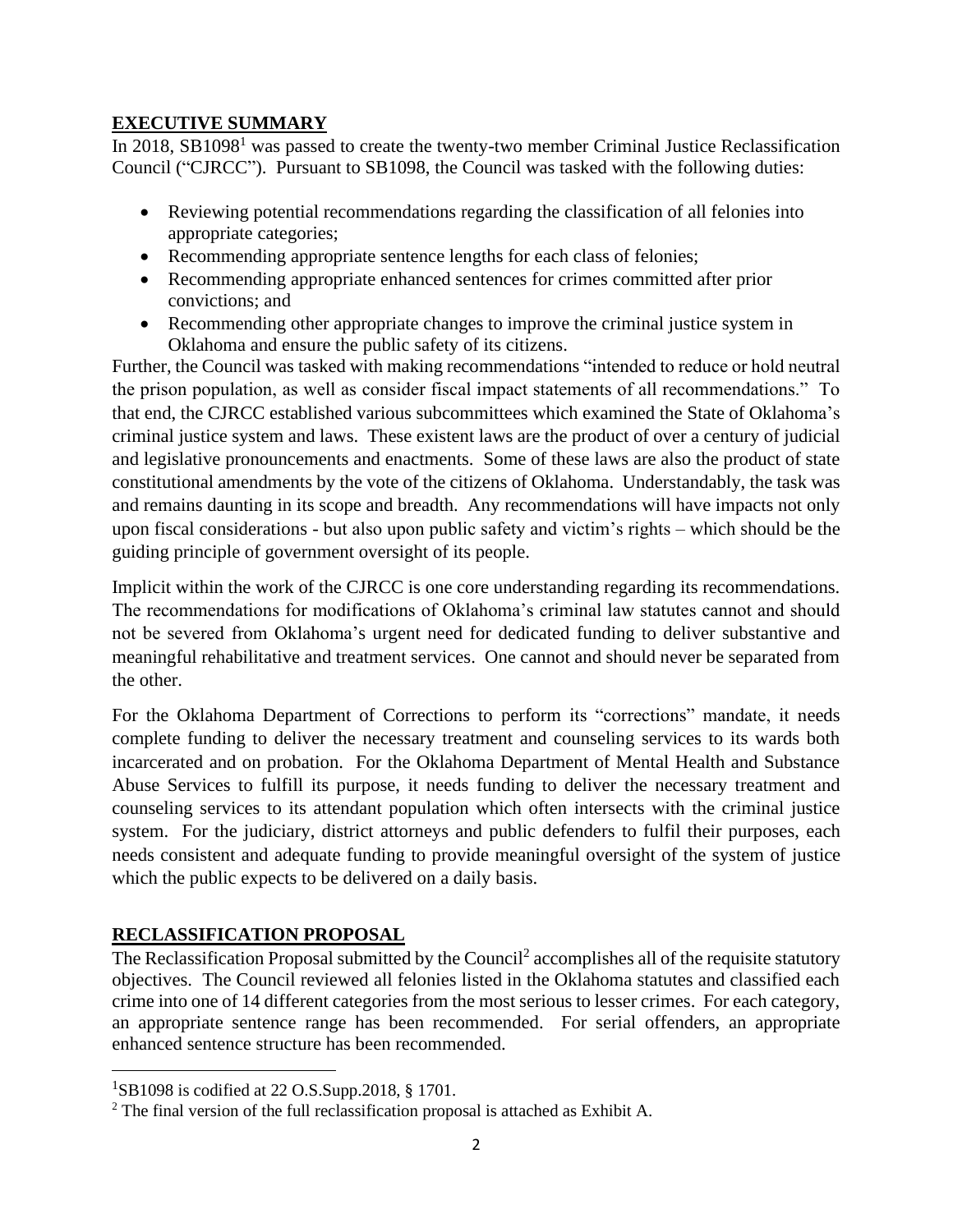## EXECUTIVE SUMMARY

In 2018, SB1098[1] was passed to create the twenty-two member Criminal Justice Reclassification Council ("CJRCC"). Pursuant to SB1098, the Council was tasked with the following duties:

- Reviewing potential recommendations regarding the classification of all felonies into appropriate categories;
- Recommending appropriate sentence lengths for each class of felonies;
- Recommending appropriate enhanced sentences for crimes committed after prior convictions; and
- Recommending other appropriate changes to improve the criminal justice system in Oklahoma and ensure the public safety of its citizens.

Further, the Council was tasked with making recommendations "intended to reduce or hold neutral the prison population, as well as consider fiscal impact statements of all recommendations." To that end, the CJRCC established various subcommittees which examined the State of Oklahoma's criminal justice system and laws. These existent laws are the product of over a century of judicial and legislative pronouncements and enactments. Some of these laws are also the product of state constitutional amendments by the vote of the citizens of Oklahoma. Understandably, the task was and remains daunting in its scope and breadth. Any recommendations will have impacts not only upon fiscal considerations - but also upon public safety and victim's rights – which should be the guiding principle of government oversight of its people.

Implicit within the work of the CJRCC is one core understanding regarding its recommendations. The recommendations for modifications of Oklahoma's criminal law statutes cannot and should not be severed from Oklahoma's urgent need for dedicated funding to deliver substantive and meaningful rehabilitative and treatment services. One cannot and should never be separated from the other.

For the Oklahoma Department of Corrections to perform its "corrections" mandate, it needs complete funding to deliver the necessary treatment and counseling services to its wards both incarcerated and on probation. For the Oklahoma Department of Mental Health and Substance Abuse Services to fulfill its purpose, it needs funding to deliver the necessary treatment and counseling services to its attendant population which often intersects with the criminal justice system. For the judiciary, district attorneys and public defenders to fulfil their purposes, each needs consistent and adequate funding to provide meaningful oversight of the system of justice which the public expects to be delivered on a daily basis.

## RECLASSIFICATION PROPOSAL

The Reclassification Proposal submitted by the Council[2] accomplishes all of the requisite statutory objectives. The Council reviewed all felonies listed in the Oklahoma statutes and classified each crime into one of 14 different categories from the most serious to lesser crimes. For each category, an appropriate sentence range has been recommended. For serial offenders, an appropriate enhanced sentence structure has been recommended.

---

[1] SB1098 is codified at 22 O.S.Supp.2018, § 1701.

[2] The final version of the full reclassification proposal is attached as Exhibit A.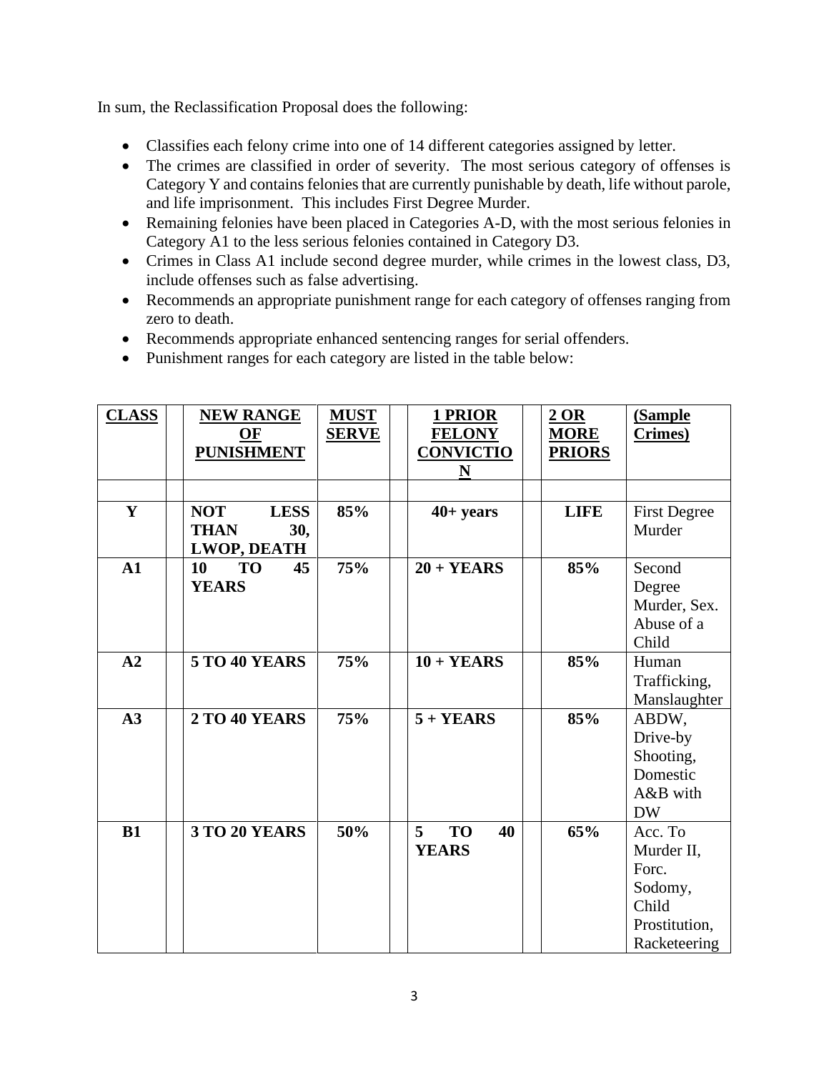In sum, the Reclassification Proposal does the following:

- Classifies each felony crime into one of 14 different categories assigned by letter.
- The crimes are classified in order of severity. The most serious category of offenses is Category Y and contains felonies that are currently punishable by death, life without parole, and life imprisonment. This includes First Degree Murder.
- Remaining felonies have been placed in Categories A-D, with the most serious felonies in Category A1 to the less serious felonies contained in Category D3.
- Crimes in Class A1 include second degree murder, while crimes in the lowest class, D3, include offenses such as false advertising.
- Recommends an appropriate punishment range for each category of offenses ranging from zero to death.
- Recommends appropriate enhanced sentencing ranges for serial offenders.
- Punishment ranges for each category are listed in the table below:

| CLASS | | NEW RANGE OF PUNISHMENT | MUST SERVE | | 1 PRIOR FELONY CONVICTION | | 2 OR MORE PRIORS | (Sample Crimes) |
|---|---|---|---|---|---|---|---|---|
| | | | | | | | | |
| **Y** | | **NOT LESS THAN 30, LWOP, DEATH** | **85%** | | **40+ years** | | **LIFE** | First Degree Murder |
| **A1** | | **10 TO 45 YEARS** | **75%** | | **20 + YEARS** | | **85%** | Second Degree Murder, Sex. Abuse of a Child |
| **A2** | | **5 TO 40 YEARS** | **75%** | | **10 + YEARS** | | **85%** | Human Trafficking, Manslaughter |
| **A3** | | **2 TO 40 YEARS** | **75%** | | **5 + YEARS** | | **85%** | ABDW, Drive-by Shooting, Domestic A&B with DW |
| **B1** | | **3 TO 20 YEARS** | **50%** | | **5 TO 40 YEARS** | | **65%** | Acc. To Murder II, Forc. Sodomy, Child Prostitution, Racketeering |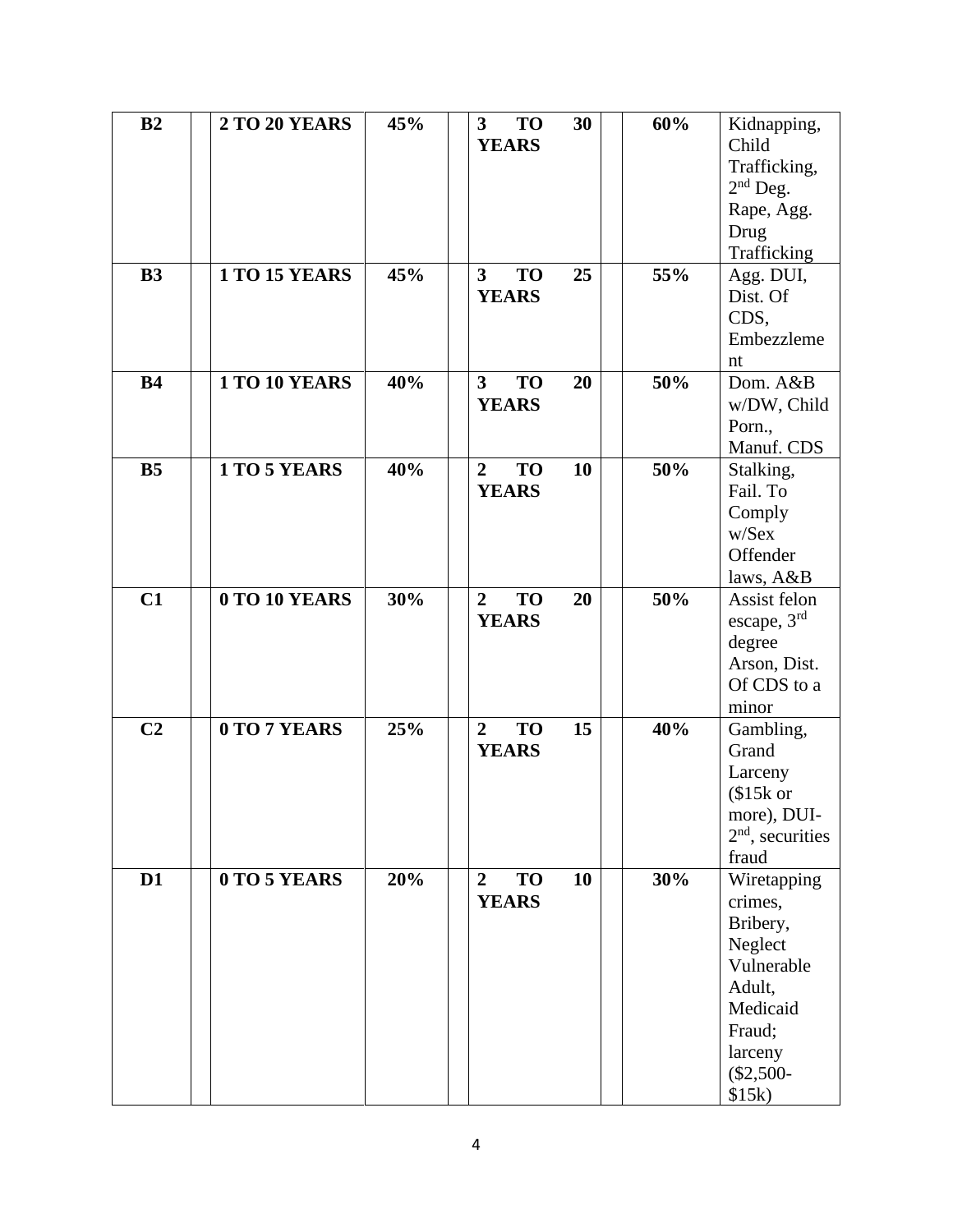| | | | | | | | | |
|---|---|---|---|---|---|---|---|---|
| **B2** | | **2 TO 20 YEARS** | **45%** | | **3 TO 30 YEARS** | | **60%** | Kidnapping, Child Trafficking, 2nd Deg. Rape, Agg. Drug Trafficking |
| **B3** | | **1 TO 15 YEARS** | **45%** | | **3 TO 25 YEARS** | | **55%** | Agg. DUI, Dist. Of CDS, Embezzlement |
| **B4** | | **1 TO 10 YEARS** | **40%** | | **3 TO 20 YEARS** | | **50%** | Dom. A&B w/DW, Child Porn., Manuf. CDS |
| **B5** | | **1 TO 5 YEARS** | **40%** | | **2 TO 10 YEARS** | | **50%** | Stalking, Fail. To Comply w/Sex Offender laws, A&B |
| **C1** | | **0 TO 10 YEARS** | **30%** | | **2 TO 20 YEARS** | | **50%** | Assist felon escape, 3rd degree Arson, Dist. Of CDS to a minor |
| **C2** | | **0 TO 7 YEARS** | **25%** | | **2 TO 15 YEARS** | | **40%** | Gambling, Grand Larceny ($15k or more), DUI-2nd, securities fraud |
| **D1** | | **0 TO 5 YEARS** | **20%** | | **2 TO 10 YEARS** | | **30%** | Wiretapping crimes, Bribery, Neglect Vulnerable Adult, Medicaid Fraud; larceny ($2,500-$15k) |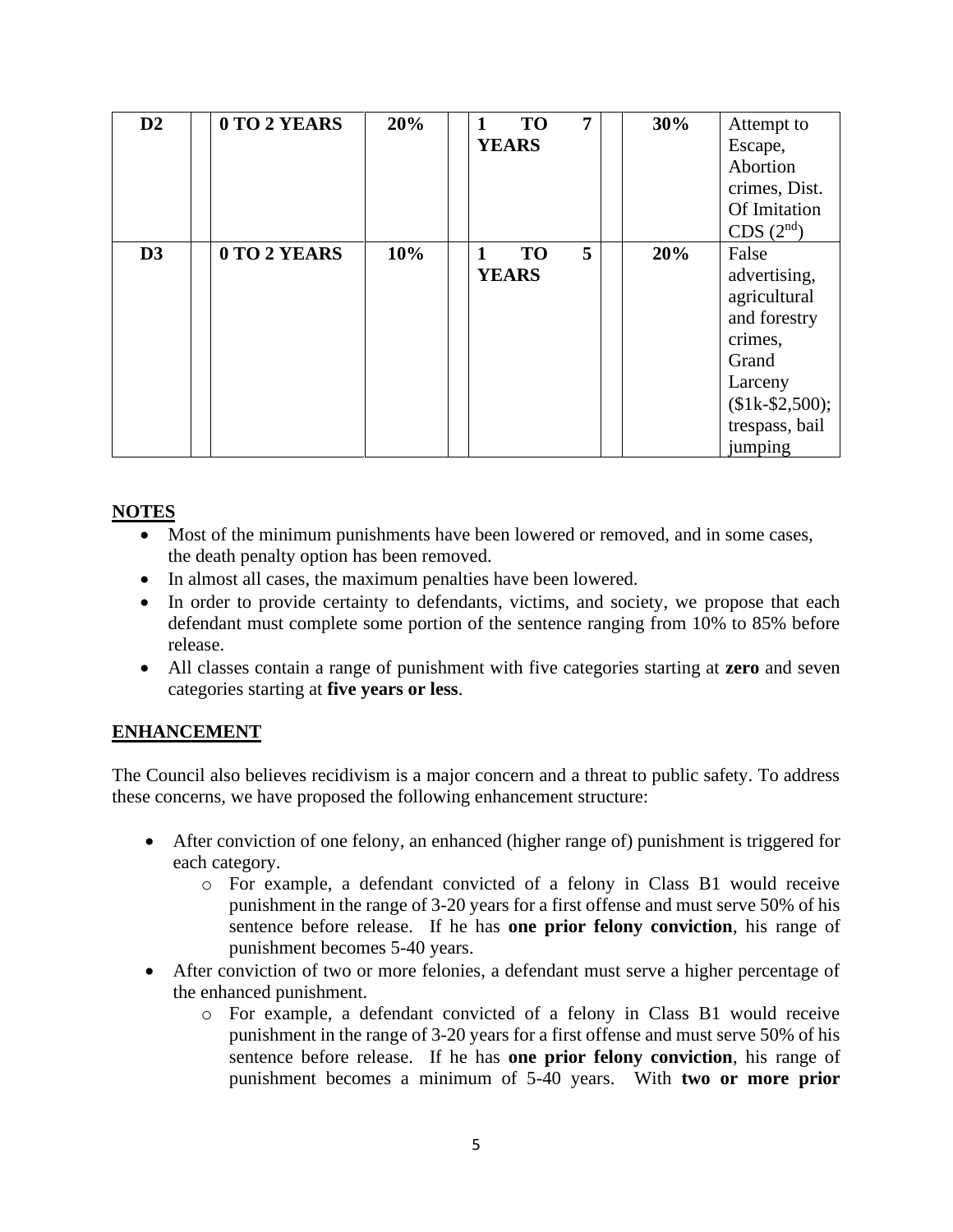| | | | | | | | | |
|---|---|---|---|---|---|---|---|---|
| **D2** | | **0 TO 2 YEARS** | **20%** | | **1 TO 7 YEARS** | | **30%** | Attempt to Escape, Abortion crimes, Dist. Of Imitation CDS (2nd) |
| **D3** | | **0 TO 2 YEARS** | **10%** | | **1 TO 5 YEARS** | | **20%** | False advertising, agricultural and forestry crimes, Grand Larceny ($1k-$2,500); trespass, bail jumping |

## NOTES

- Most of the minimum punishments have been lowered or removed, and in some cases, the death penalty option has been removed.
- In almost all cases, the maximum penalties have been lowered.
- In order to provide certainty to defendants, victims, and society, we propose that each defendant must complete some portion of the sentence ranging from 10% to 85% before release.
- All classes contain a range of punishment with five categories starting at **zero** and seven categories starting at **five years or less**.

## ENHANCEMENT

The Council also believes recidivism is a major concern and a threat to public safety. To address these concerns, we have proposed the following enhancement structure:

- After conviction of one felony, an enhanced (higher range of) punishment is triggered for each category.
  - For example, a defendant convicted of a felony in Class B1 would receive punishment in the range of 3-20 years for a first offense and must serve 50% of his sentence before release. If he has **one prior felony conviction**, his range of punishment becomes 5-40 years.
- After conviction of two or more felonies, a defendant must serve a higher percentage of the enhanced punishment.
  - For example, a defendant convicted of a felony in Class B1 would receive punishment in the range of 3-20 years for a first offense and must serve 50% of his sentence before release. If he has **one prior felony conviction**, his range of punishment becomes a minimum of 5-40 years. With **two or more prior**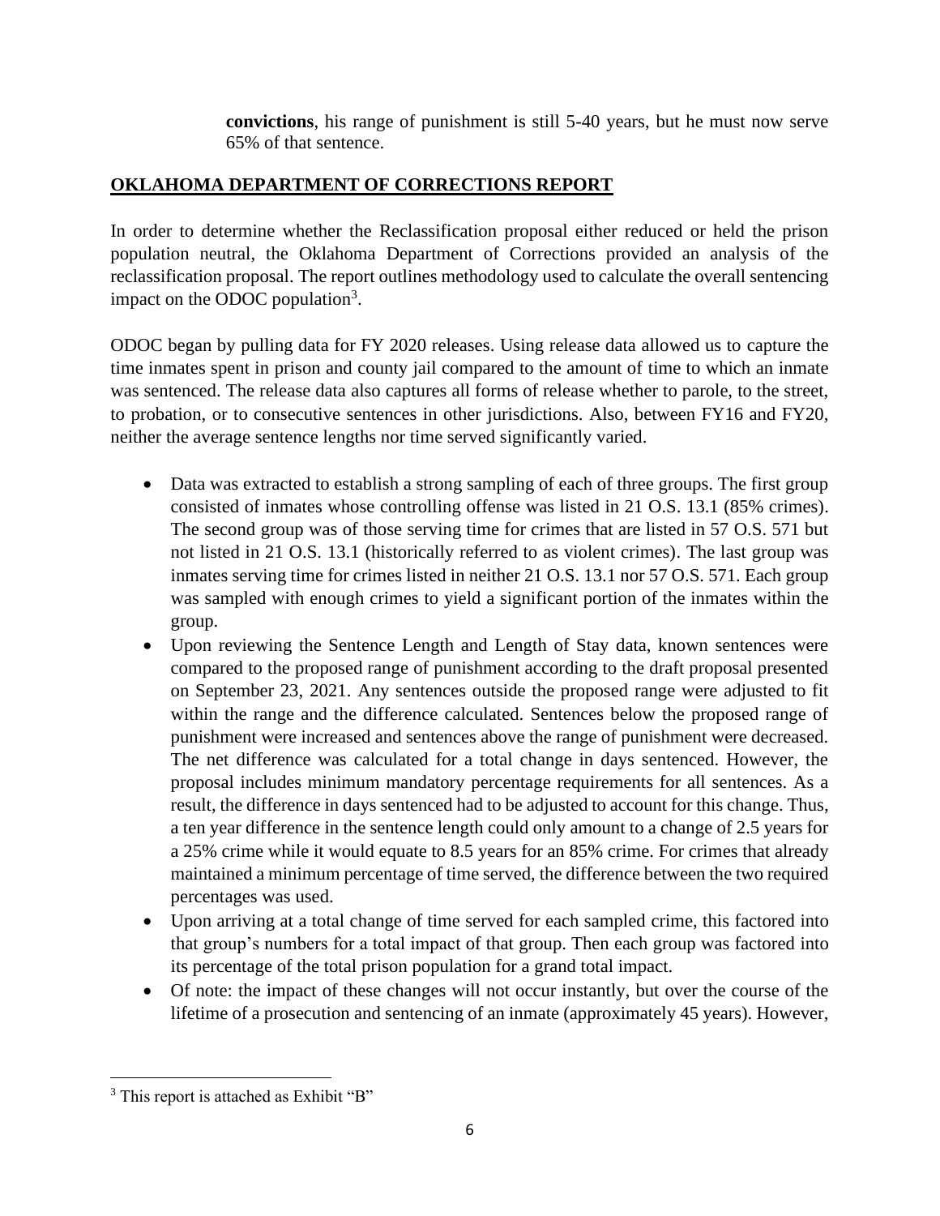**convictions**, his range of punishment is still 5-40 years, but he must now serve 65% of that sentence.

## OKLAHOMA DEPARTMENT OF CORRECTIONS REPORT

In order to determine whether the Reclassification proposal either reduced or held the prison population neutral, the Oklahoma Department of Corrections provided an analysis of the reclassification proposal. The report outlines methodology used to calculate the overall sentencing impact on the ODOC population[3].

ODOC began by pulling data for FY 2020 releases. Using release data allowed us to capture the time inmates spent in prison and county jail compared to the amount of time to which an inmate was sentenced. The release data also captures all forms of release whether to parole, to the street, to probation, or to consecutive sentences in other jurisdictions. Also, between FY16 and FY20, neither the average sentence lengths nor time served significantly varied.

- Data was extracted to establish a strong sampling of each of three groups. The first group consisted of inmates whose controlling offense was listed in 21 O.S. 13.1 (85% crimes). The second group was of those serving time for crimes that are listed in 57 O.S. 571 but not listed in 21 O.S. 13.1 (historically referred to as violent crimes). The last group was inmates serving time for crimes listed in neither 21 O.S. 13.1 nor 57 O.S. 571. Each group was sampled with enough crimes to yield a significant portion of the inmates within the group.
- Upon reviewing the Sentence Length and Length of Stay data, known sentences were compared to the proposed range of punishment according to the draft proposal presented on September 23, 2021. Any sentences outside the proposed range were adjusted to fit within the range and the difference calculated. Sentences below the proposed range of punishment were increased and sentences above the range of punishment were decreased. The net difference was calculated for a total change in days sentenced. However, the proposal includes minimum mandatory percentage requirements for all sentences. As a result, the difference in days sentenced had to be adjusted to account for this change. Thus, a ten year difference in the sentence length could only amount to a change of 2.5 years for a 25% crime while it would equate to 8.5 years for an 85% crime. For crimes that already maintained a minimum percentage of time served, the difference between the two required percentages was used.
- Upon arriving at a total change of time served for each sampled crime, this factored into that group's numbers for a total impact of that group. Then each group was factored into its percentage of the total prison population for a grand total impact.
- Of note: the impact of these changes will not occur instantly, but over the course of the lifetime of a prosecution and sentencing of an inmate (approximately 45 years). However,

[3] This report is attached as Exhibit "B"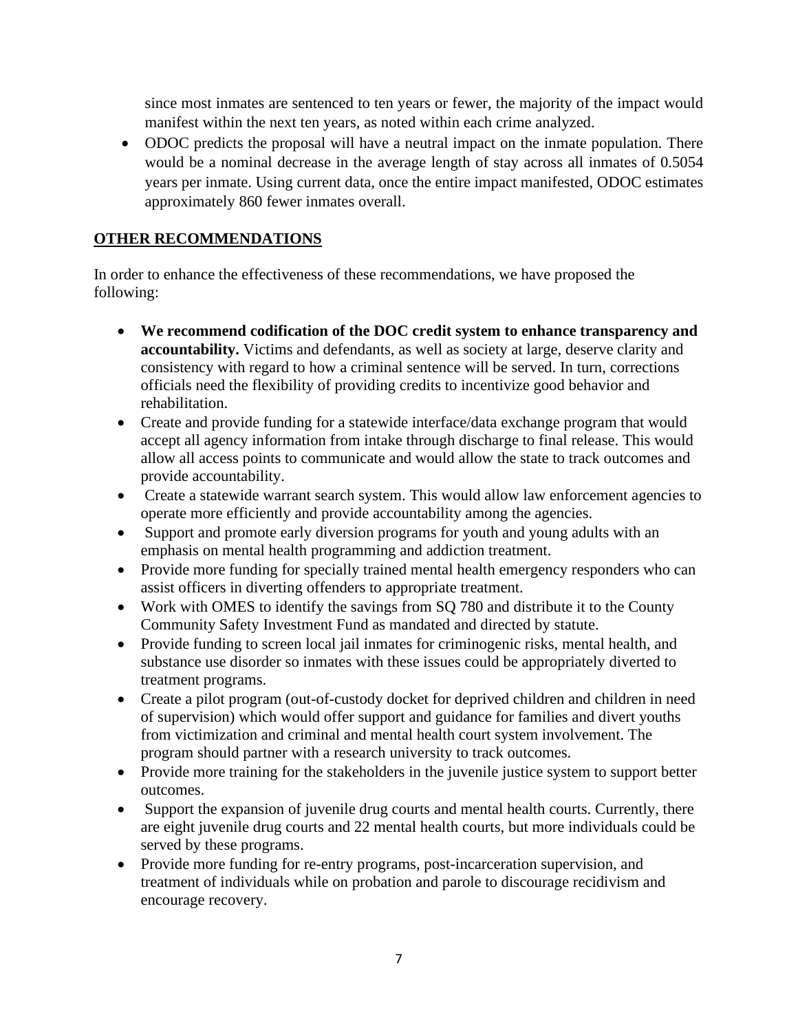since most inmates are sentenced to ten years or fewer, the majority of the impact would manifest within the next ten years, as noted within each crime analyzed.

- ODOC predicts the proposal will have a neutral impact on the inmate population. There would be a nominal decrease in the average length of stay across all inmates of 0.5054 years per inmate. Using current data, once the entire impact manifested, ODOC estimates approximately 860 fewer inmates overall.

## OTHER RECOMMENDATIONS

In order to enhance the effectiveness of these recommendations, we have proposed the following:

- **We recommend codification of the DOC credit system to enhance transparency and accountability.** Victims and defendants, as well as society at large, deserve clarity and consistency with regard to how a criminal sentence will be served. In turn, corrections officials need the flexibility of providing credits to incentivize good behavior and rehabilitation.
- Create and provide funding for a statewide interface/data exchange program that would accept all agency information from intake through discharge to final release. This would allow all access points to communicate and would allow the state to track outcomes and provide accountability.
- Create a statewide warrant search system. This would allow law enforcement agencies to operate more efficiently and provide accountability among the agencies.
- Support and promote early diversion programs for youth and young adults with an emphasis on mental health programming and addiction treatment.
- Provide more funding for specially trained mental health emergency responders who can assist officers in diverting offenders to appropriate treatment.
- Work with OMES to identify the savings from SQ 780 and distribute it to the County Community Safety Investment Fund as mandated and directed by statute.
- Provide funding to screen local jail inmates for criminogenic risks, mental health, and substance use disorder so inmates with these issues could be appropriately diverted to treatment programs.
- Create a pilot program (out-of-custody docket for deprived children and children in need of supervision) which would offer support and guidance for families and divert youths from victimization and criminal and mental health court system involvement. The program should partner with a research university to track outcomes.
- Provide more training for the stakeholders in the juvenile justice system to support better outcomes.
- Support the expansion of juvenile drug courts and mental health courts. Currently, there are eight juvenile drug courts and 22 mental health courts, but more individuals could be served by these programs.
- Provide more funding for re-entry programs, post-incarceration supervision, and treatment of individuals while on probation and parole to discourage recidivism and encourage recovery.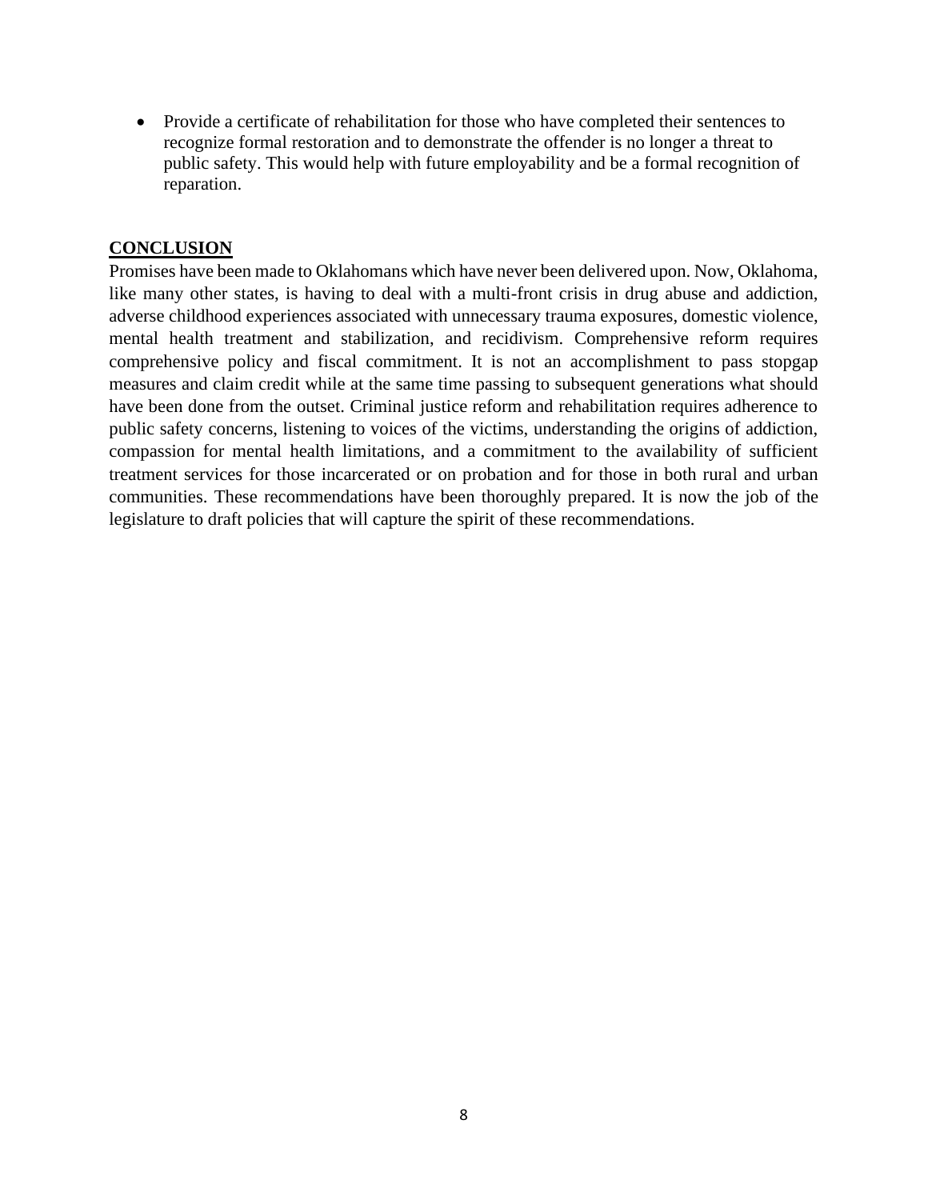- Provide a certificate of rehabilitation for those who have completed their sentences to recognize formal restoration and to demonstrate the offender is no longer a threat to public safety. This would help with future employability and be a formal recognition of reparation.

## CONCLUSION

Promises have been made to Oklahomans which have never been delivered upon. Now, Oklahoma, like many other states, is having to deal with a multi-front crisis in drug abuse and addiction, adverse childhood experiences associated with unnecessary trauma exposures, domestic violence, mental health treatment and stabilization, and recidivism. Comprehensive reform requires comprehensive policy and fiscal commitment. It is not an accomplishment to pass stopgap measures and claim credit while at the same time passing to subsequent generations what should have been done from the outset. Criminal justice reform and rehabilitation requires adherence to public safety concerns, listening to voices of the victims, understanding the origins of addiction, compassion for mental health limitations, and a commitment to the availability of sufficient treatment services for those incarcerated or on probation and for those in both rural and urban communities. These recommendations have been thoroughly prepared. It is now the job of the legislature to draft policies that will capture the spirit of these recommendations.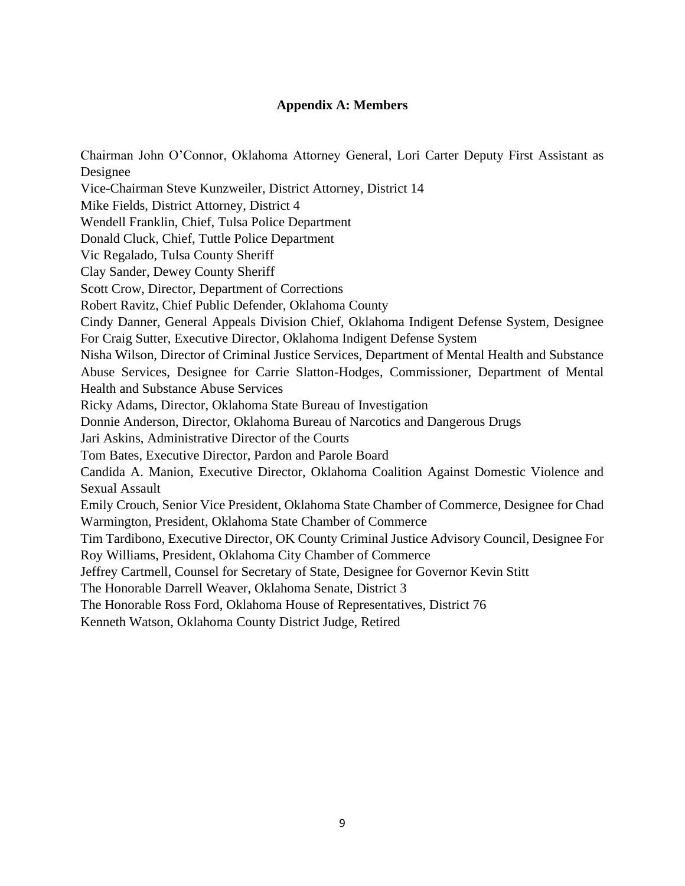## Appendix A: Members

Chairman John O'Connor, Oklahoma Attorney General, Lori Carter Deputy First Assistant as Designee

Vice-Chairman Steve Kunzweiler, District Attorney, District 14

Mike Fields, District Attorney, District 4

Wendell Franklin, Chief, Tulsa Police Department

Donald Cluck, Chief, Tuttle Police Department

Vic Regalado, Tulsa County Sheriff

Clay Sander, Dewey County Sheriff

Scott Crow, Director, Department of Corrections

Robert Ravitz, Chief Public Defender, Oklahoma County

Cindy Danner, General Appeals Division Chief, Oklahoma Indigent Defense System, Designee For Craig Sutter, Executive Director, Oklahoma Indigent Defense System

Nisha Wilson, Director of Criminal Justice Services, Department of Mental Health and Substance Abuse Services, Designee for Carrie Slatton-Hodges, Commissioner, Department of Mental Health and Substance Abuse Services

Ricky Adams, Director, Oklahoma State Bureau of Investigation

Donnie Anderson, Director, Oklahoma Bureau of Narcotics and Dangerous Drugs

Jari Askins, Administrative Director of the Courts

Tom Bates, Executive Director, Pardon and Parole Board

Candida A. Manion, Executive Director, Oklahoma Coalition Against Domestic Violence and Sexual Assault

Emily Crouch, Senior Vice President, Oklahoma State Chamber of Commerce, Designee for Chad Warmington, President, Oklahoma State Chamber of Commerce

Tim Tardibono, Executive Director, OK County Criminal Justice Advisory Council, Designee For Roy Williams, President, Oklahoma City Chamber of Commerce

Jeffrey Cartmell, Counsel for Secretary of State, Designee for Governor Kevin Stitt

The Honorable Darrell Weaver, Oklahoma Senate, District 3

The Honorable Ross Ford, Oklahoma House of Representatives, District 76

Kenneth Watson, Oklahoma County District Judge, Retired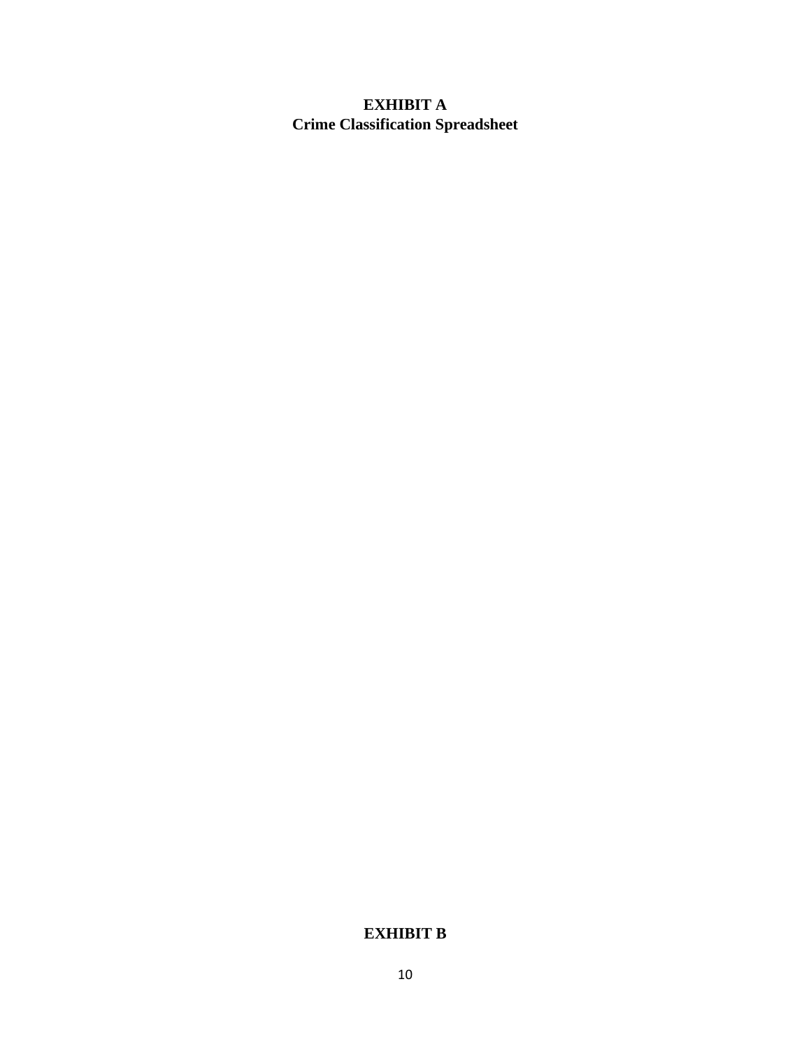**EXHIBIT A**
**Crime Classification Spreadsheet**

**EXHIBIT B**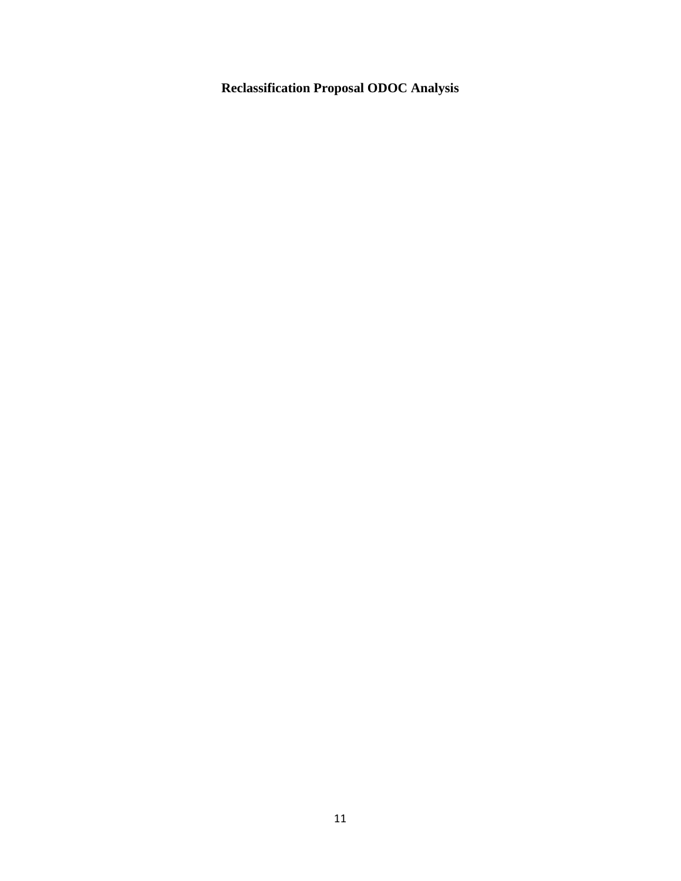**Reclassification Proposal ODOC Analysis**